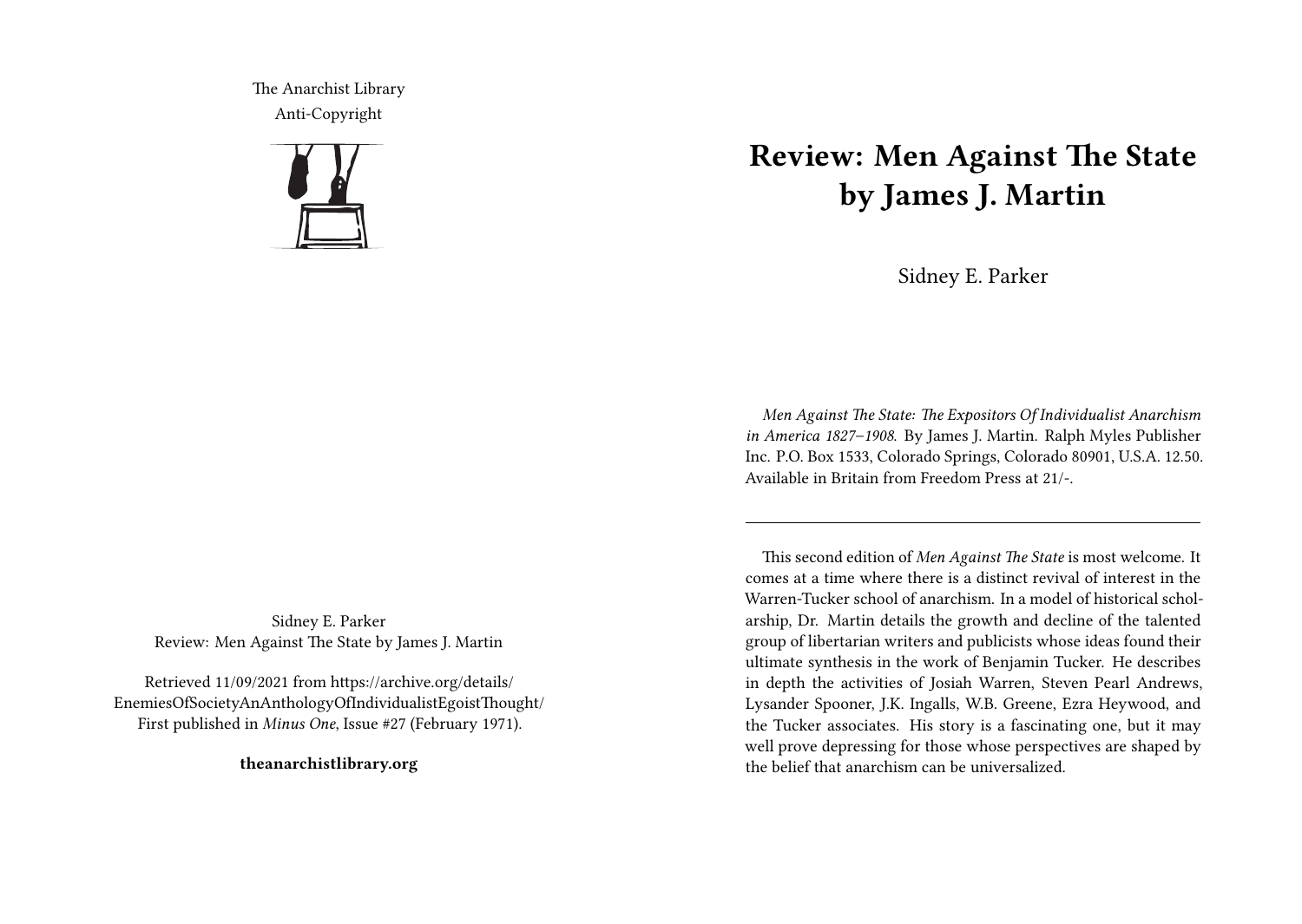The Anarchist Library
Anti-Copyright

Sidney E. Parker
Review: Men Against The State by James J. Martin

Retrieved 11/09/2021 from https://archive.org/details/EnemiesOfSocietyAnAnthologyOfIndividualistEgoistThought/
First published in *Minus One*, Issue #27 (February 1971).

**theanarchistlibrary.org**

# Review: Men Against The State by James J. Martin

Sidney E. Parker

*Men Against The State: The Expositors Of Individualist Anarchism in America 1827–1908.* By James J. Martin. Ralph Myles Publisher Inc. P.O. Box 1533, Colorado Springs, Colorado 80901, U.S.A. 12.50. Available in Britain from Freedom Press at 21/-.

---

This second edition of *Men Against The State* is most welcome. It comes at a time where there is a distinct revival of interest in the Warren-Tucker school of anarchism. In a model of historical scholarship, Dr. Martin details the growth and decline of the talented group of libertarian writers and publicists whose ideas found their ultimate synthesis in the work of Benjamin Tucker. He describes in depth the activities of Josiah Warren, Steven Pearl Andrews, Lysander Spooner, J.K. Ingalls, W.B. Greene, Ezra Heywood, and the Tucker associates. His story is a fascinating one, but it may well prove depressing for those whose perspectives are shaped by the belief that anarchism can be universalized.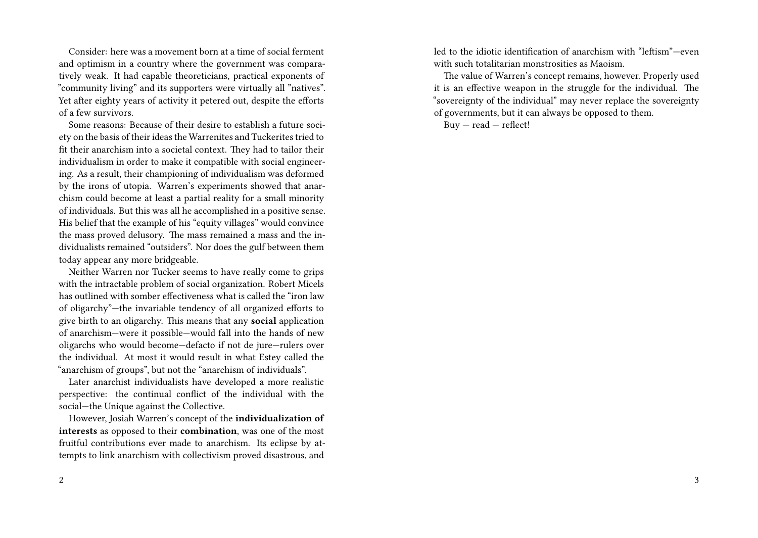Consider: here was a movement born at a time of social ferment and optimism in a country where the government was comparatively weak. It had capable theoreticians, practical exponents of "community living" and its supporters were virtually all "natives". Yet after eighty years of activity it petered out, despite the efforts of a few survivors.

Some reasons: Because of their desire to establish a future society on the basis of their ideas the Warrenites and Tuckerites tried to fit their anarchism into a societal context. They had to tailor their individualism in order to make it compatible with social engineering. As a result, their championing of individualism was deformed by the irons of utopia. Warren's experiments showed that anarchism could become at least a partial reality for a small minority of individuals. But this was all he accomplished in a positive sense. His belief that the example of his "equity villages" would convince the mass proved delusory. The mass remained a mass and the individualists remained "outsiders". Nor does the gulf between them today appear any more bridgeable.

Neither Warren nor Tucker seems to have really come to grips with the intractable problem of social organization. Robert Micels has outlined with somber effectiveness what is called the "iron law of oligarchy"—the invariable tendency of all organized efforts to give birth to an oligarchy. This means that any **social** application of anarchism—were it possible—would fall into the hands of new oligarchs who would become—defacto if not de jure—rulers over the individual. At most it would result in what Estey called the "anarchism of groups", but not the "anarchism of individuals".

Later anarchist individualists have developed a more realistic perspective: the continual conflict of the individual with the social—the Unique against the Collective.

However, Josiah Warren's concept of the **individualization of interests** as opposed to their **combination**, was one of the most fruitful contributions ever made to anarchism. Its eclipse by attempts to link anarchism with collectivism proved disastrous, and led to the idiotic identification of anarchism with "leftism"—even with such totalitarian monstrosities as Maoism.

The value of Warren's concept remains, however. Properly used it is an effective weapon in the struggle for the individual. The "sovereignty of the individual" may never replace the sovereignty of governments, but it can always be opposed to them.

Buy — read — reflect!